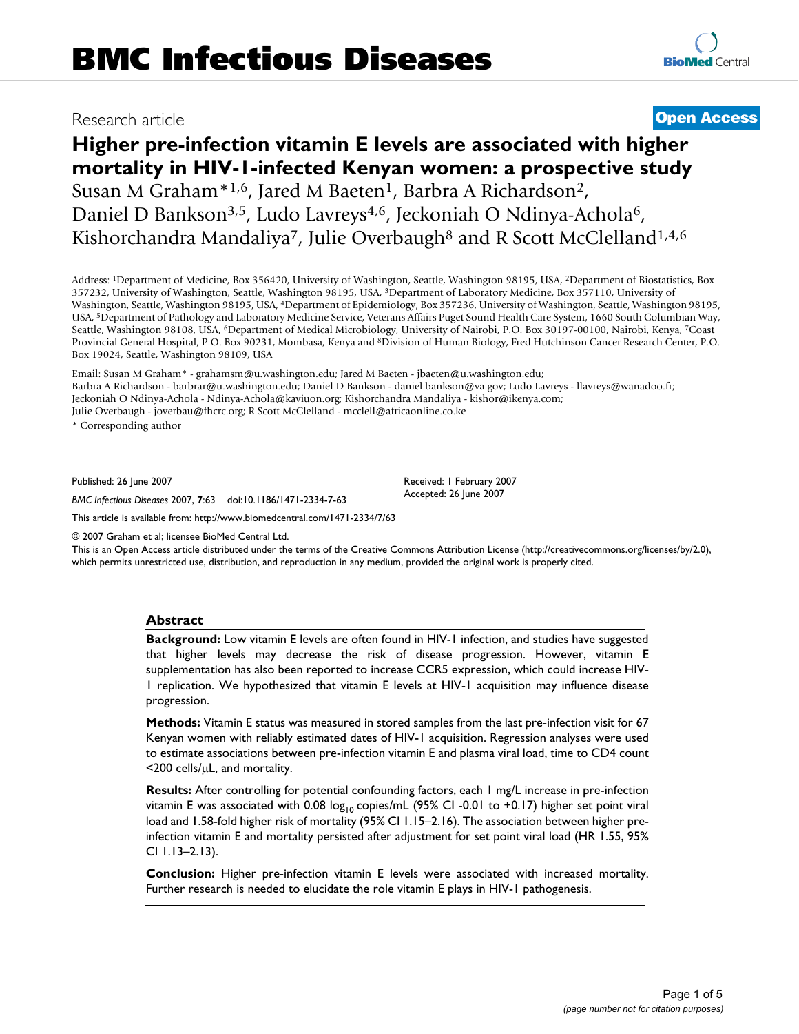# BMC Infectious Diseases

Research article

**Open Access**

# Higher pre-infection vitamin E levels are associated with higher mortality in HIV-1-infected Kenyan women: a prospective study

Susan M Graham*[1,6], Jared M Baeten[1], Barbra A Richardson[2], Daniel D Bankson[3,5], Ludo Lavreys[4,6], Jeckoniah O Ndinya-Achola[6], Kishorchandra Mandaliya[7], Julie Overbaugh[8] and R Scott McClelland[1,4,6]

Address: [1]Department of Medicine, Box 356420, University of Washington, Seattle, Washington 98195, USA, [2]Department of Biostatistics, Box 357232, University of Washington, Seattle, Washington 98195, USA, [3]Department of Laboratory Medicine, Box 357110, University of Washington, Seattle, Washington 98195, USA, [4]Department of Epidemiology, Box 357236, University of Washington, Seattle, Washington 98195, USA, [5]Department of Pathology and Laboratory Medicine Service, Veterans Affairs Puget Sound Health Care System, 1660 South Columbian Way, Seattle, Washington 98108, USA, [6]Department of Medical Microbiology, University of Nairobi, P.O. Box 30197-00100, Nairobi, Kenya, [7]Coast Provincial General Hospital, P.O. Box 90231, Mombasa, Kenya and [8]Division of Human Biology, Fred Hutchinson Cancer Research Center, P.O. Box 19024, Seattle, Washington 98109, USA

Email: Susan M Graham* - grahamsm@u.washington.edu; Jared M Baeten - jbaeten@u.washington.edu; Barbra A Richardson - barbrar@u.washington.edu; Daniel D Bankson - daniel.bankson@va.gov; Ludo Lavreys - llavreys@wanadoo.fr; Jeckoniah O Ndinya-Achola - Ndinya-Achola@kaviuon.org; Kishorchandra Mandaliya - kishor@ikenya.com; Julie Overbaugh - joverbau@fhcrc.org; R Scott McClelland - mcclell@africaonline.co.ke

\* Corresponding author

Published: 26 June 2007

*BMC Infectious Diseases* 2007, **7**:63 doi:10.1186/1471-2334-7-63

Received: 1 February 2007
Accepted: 26 June 2007

This article is available from: http://www.biomedcentral.com/1471-2334/7/63

© 2007 Graham et al; licensee BioMed Central Ltd.

This is an Open Access article distributed under the terms of the Creative Commons Attribution License (http://creativecommons.org/licenses/by/2.0), which permits unrestricted use, distribution, and reproduction in any medium, provided the original work is properly cited.

## Abstract

**Background:** Low vitamin E levels are often found in HIV-1 infection, and studies have suggested that higher levels may decrease the risk of disease progression. However, vitamin E supplementation has also been reported to increase CCR5 expression, which could increase HIV-1 replication. We hypothesized that vitamin E levels at HIV-1 acquisition may influence disease progression.

**Methods:** Vitamin E status was measured in stored samples from the last pre-infection visit for 67 Kenyan women with reliably estimated dates of HIV-1 acquisition. Regression analyses were used to estimate associations between pre-infection vitamin E and plasma viral load, time to CD4 count <200 cells/μL, and mortality.

**Results:** After controlling for potential confounding factors, each 1 mg/L increase in pre-infection vitamin E was associated with 0.08 $\log_{10}$ copies/mL (95% CI -0.01 to +0.17) higher set point viral load and 1.58-fold higher risk of mortality (95% CI 1.15–2.16). The association between higher pre-infection vitamin E and mortality persisted after adjustment for set point viral load (HR 1.55, 95% CI 1.13–2.13).

**Conclusion:** Higher pre-infection vitamin E levels were associated with increased mortality. Further research is needed to elucidate the role vitamin E plays in HIV-1 pathogenesis.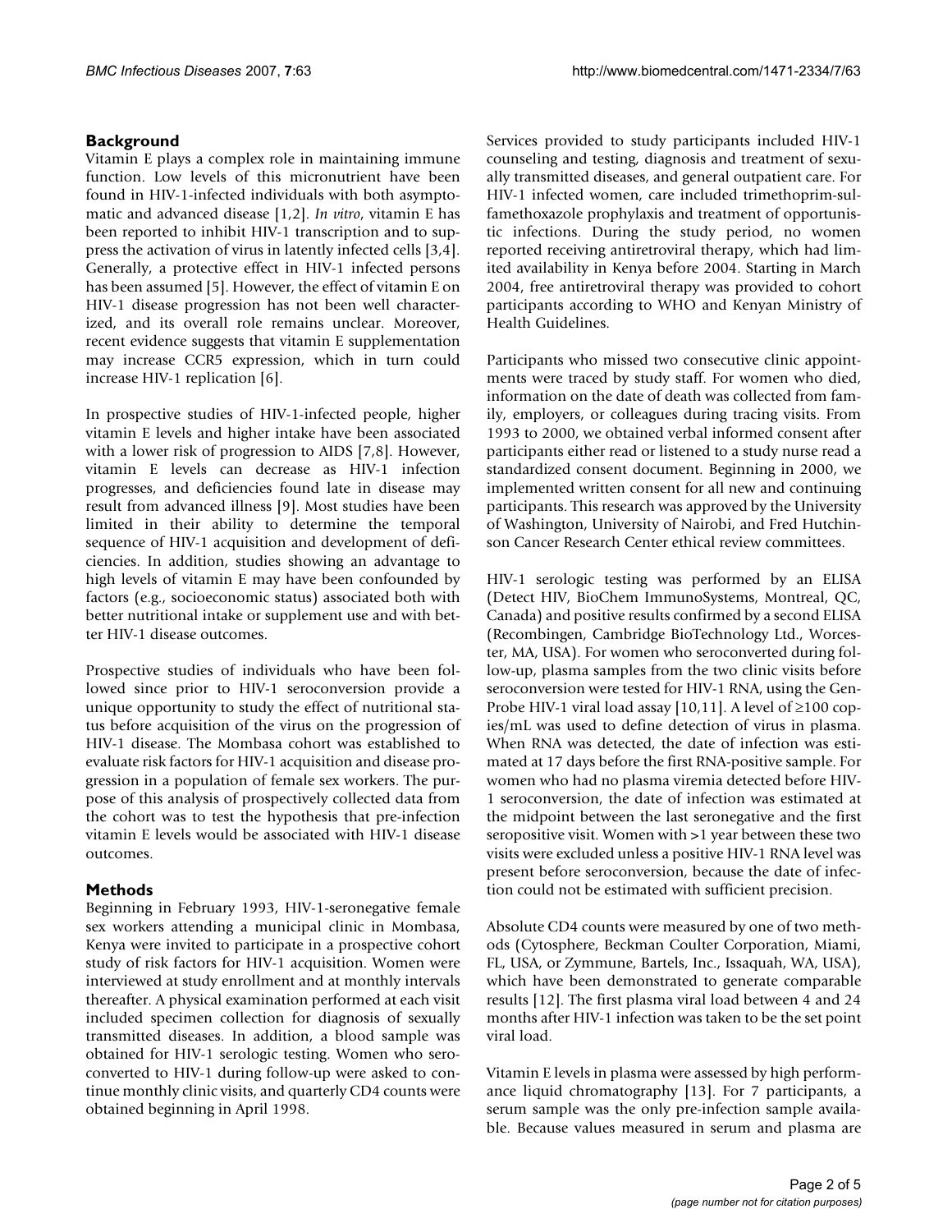## Background

Vitamin E plays a complex role in maintaining immune function. Low levels of this micronutrient have been found in HIV-1-infected individuals with both asymptomatic and advanced disease [1,2]. *In vitro*, vitamin E has been reported to inhibit HIV-1 transcription and to suppress the activation of virus in latently infected cells [3,4]. Generally, a protective effect in HIV-1 infected persons has been assumed [5]. However, the effect of vitamin E on HIV-1 disease progression has not been well characterized, and its overall role remains unclear. Moreover, recent evidence suggests that vitamin E supplementation may increase CCR5 expression, which in turn could increase HIV-1 replication [6].

In prospective studies of HIV-1-infected people, higher vitamin E levels and higher intake have been associated with a lower risk of progression to AIDS [7,8]. However, vitamin E levels can decrease as HIV-1 infection progresses, and deficiencies found late in disease may result from advanced illness [9]. Most studies have been limited in their ability to determine the temporal sequence of HIV-1 acquisition and development of deficiencies. In addition, studies showing an advantage to high levels of vitamin E may have been confounded by factors (e.g., socioeconomic status) associated both with better nutritional intake or supplement use and with better HIV-1 disease outcomes.

Prospective studies of individuals who have been followed since prior to HIV-1 seroconversion provide a unique opportunity to study the effect of nutritional status before acquisition of the virus on the progression of HIV-1 disease. The Mombasa cohort was established to evaluate risk factors for HIV-1 acquisition and disease progression in a population of female sex workers. The purpose of this analysis of prospectively collected data from the cohort was to test the hypothesis that pre-infection vitamin E levels would be associated with HIV-1 disease outcomes.

## Methods

Beginning in February 1993, HIV-1-seronegative female sex workers attending a municipal clinic in Mombasa, Kenya were invited to participate in a prospective cohort study of risk factors for HIV-1 acquisition. Women were interviewed at study enrollment and at monthly intervals thereafter. A physical examination performed at each visit included specimen collection for diagnosis of sexually transmitted diseases. In addition, a blood sample was obtained for HIV-1 serologic testing. Women who seroconverted to HIV-1 during follow-up were asked to continue monthly clinic visits, and quarterly CD4 counts were obtained beginning in April 1998.

Services provided to study participants included HIV-1 counseling and testing, diagnosis and treatment of sexually transmitted diseases, and general outpatient care. For HIV-1 infected women, care included trimethoprim-sulfamethoxazole prophylaxis and treatment of opportunistic infections. During the study period, no women reported receiving antiretroviral therapy, which had limited availability in Kenya before 2004. Starting in March 2004, free antiretroviral therapy was provided to cohort participants according to WHO and Kenyan Ministry of Health Guidelines.

Participants who missed two consecutive clinic appointments were traced by study staff. For women who died, information on the date of death was collected from family, employers, or colleagues during tracing visits. From 1993 to 2000, we obtained verbal informed consent after participants either read or listened to a study nurse read a standardized consent document. Beginning in 2000, we implemented written consent for all new and continuing participants. This research was approved by the University of Washington, University of Nairobi, and Fred Hutchinson Cancer Research Center ethical review committees.

HIV-1 serologic testing was performed by an ELISA (Detect HIV, BioChem ImmunoSystems, Montreal, QC, Canada) and positive results confirmed by a second ELISA (Recombingen, Cambridge BioTechnology Ltd., Worcester, MA, USA). For women who seroconverted during follow-up, plasma samples from the two clinic visits before seroconversion were tested for HIV-1 RNA, using the Gen-Probe HIV-1 viral load assay [10,11]. A level of $\geq$100 copies/mL was used to define detection of virus in plasma. When RNA was detected, the date of infection was estimated at 17 days before the first RNA-positive sample. For women who had no plasma viremia detected before HIV-1 seroconversion, the date of infection was estimated at the midpoint between the last seronegative and the first seropositive visit. Women with >1 year between these two visits were excluded unless a positive HIV-1 RNA level was present before seroconversion, because the date of infection could not be estimated with sufficient precision.

Absolute CD4 counts were measured by one of two methods (Cytosphere, Beckman Coulter Corporation, Miami, FL, USA, or Zymmune, Bartels, Inc., Issaquah, WA, USA), which have been demonstrated to generate comparable results [12]. The first plasma viral load between 4 and 24 months after HIV-1 infection was taken to be the set point viral load.

Vitamin E levels in plasma were assessed by high performance liquid chromatography [13]. For 7 participants, a serum sample was the only pre-infection sample available. Because values measured in serum and plasma are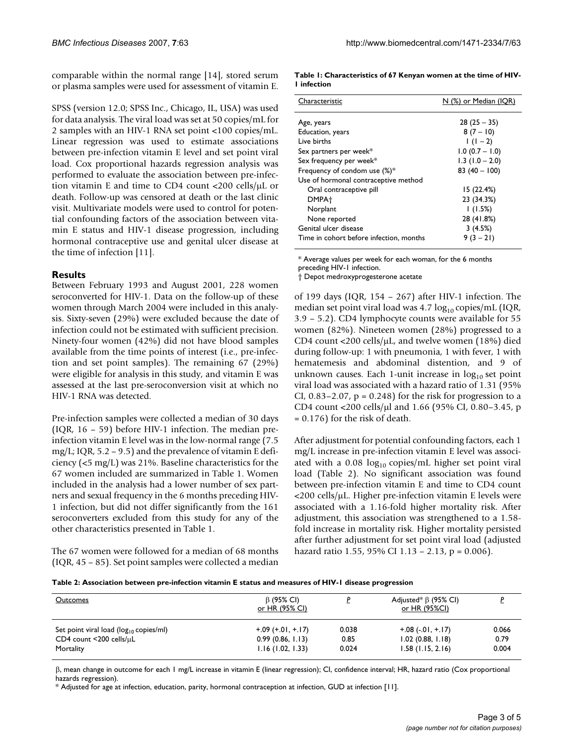comparable within the normal range [14], stored serum or plasma samples were used for assessment of vitamin E.

SPSS (version 12.0; SPSS Inc., Chicago, IL, USA) was used for data analysis. The viral load was set at 50 copies/mL for 2 samples with an HIV-1 RNA set point <100 copies/mL. Linear regression was used to estimate associations between pre-infection vitamin E level and set point viral load. Cox proportional hazards regression analysis was performed to evaluate the association between pre-infection vitamin E and time to CD4 count <200 cells/μL or death. Follow-up was censored at death or the last clinic visit. Multivariate models were used to control for potential confounding factors of the association between vitamin E status and HIV-1 disease progression, including hormonal contraceptive use and genital ulcer disease at the time of infection [11].

## Results

Between February 1993 and August 2001, 228 women seroconverted for HIV-1. Data on the follow-up of these women through March 2004 were included in this analysis. Sixty-seven (29%) were excluded because the date of infection could not be estimated with sufficient precision. Ninety-four women (42%) did not have blood samples available from the time points of interest (i.e., pre-infection and set point samples). The remaining 67 (29%) were eligible for analysis in this study, and vitamin E was assessed at the last pre-seroconversion visit at which no HIV-1 RNA was detected.

Pre-infection samples were collected a median of 30 days (IQR, 16 – 59) before HIV-1 infection. The median pre-infection vitamin E level was in the low-normal range (7.5 mg/L; IQR, 5.2 – 9.5) and the prevalence of vitamin E deficiency (<5 mg/L) was 21%. Baseline characteristics for the 67 women included are summarized in Table 1. Women included in the analysis had a lower number of sex partners and sexual frequency in the 6 months preceding HIV-1 infection, but did not differ significantly from the 161 seroconverters excluded from this study for any of the other characteristics presented in Table 1.

**Table 1: Characteristics of 67 Kenyan women at the time of HIV-1 infection**

| Characteristic | N (%) or Median (IQR) |
|---|---|
| Age, years | 28 (25 – 35) |
| Education, years | 8 (7 – 10) |
| Live births | 1 (1 – 2) |
| Sex partners per week* | 1.0 (0.7 – 1.0) |
| Sex frequency per week* | 1.3 (1.0 – 2.0) |
| Frequency of condom use (%)* | 83 (40 – 100) |
| Use of hormonal contraceptive method | |
| Oral contraceptive pill | 15 (22.4%) |
| DMPA† | 23 (34.3%) |
| Norplant | 1 (1.5%) |
| None reported | 28 (41.8%) |
| Genital ulcer disease | 3 (4.5%) |
| Time in cohort before infection, months | 9 (3 – 21) |

* Average values per week for each woman, for the 6 months preceding HIV-1 infection.
† Depot medroxyprogesterone acetate

The 67 women were followed for a median of 68 months (IQR, 45 – 85). Set point samples were collected a median of 199 days (IQR, 154 – 267) after HIV-1 infection. The median set point viral load was 4.7 $\log_{10}$ copies/mL (IQR, 3.9 – 5.2). CD4 lymphocyte counts were available for 55 women (82%). Nineteen women (28%) progressed to a CD4 count <200 cells/μL, and twelve women (18%) died during follow-up: 1 with pneumonia, 1 with fever, 1 with hematemesis and abdominal distention, and 9 of unknown causes. Each 1-unit increase in $\log_{10}$ set point viral load was associated with a hazard ratio of 1.31 (95% CI, 0.83–2.07, p = 0.248) for the risk for progression to a CD4 count <200 cells/μl and 1.66 (95% CI, 0.80–3.45, p = 0.176) for the risk of death.

After adjustment for potential confounding factors, each 1 mg/L increase in pre-infection vitamin E level was associated with a 0.08 $\log_{10}$ copies/mL higher set point viral load (Table 2). No significant association was found between pre-infection vitamin E and time to CD4 count <200 cells/μL. Higher pre-infection vitamin E levels were associated with a 1.16-fold higher mortality risk. After adjustment, this association was strengthened to a 1.58-fold increase in mortality risk. Higher mortality persisted after further adjustment for set point viral load (adjusted hazard ratio 1.55, 95% CI 1.13 – 2.13, p = 0.006).

**Table 2: Association between pre-infection vitamin E status and measures of HIV-1 disease progression**

| Outcomes | β (95% CI) or HR (95% CI) | P | Adjusted* β (95% CI) or HR (95%CI) | P |
|---|---|---|---|---|
| Set point viral load ($\log_{10}$ copies/ml) | +.09 (+.01, +.17) | 0.038 | +.08 (-.01, +.17) | 0.066 |
| CD4 count <200 cells/μL | 0.99 (0.86, 1.13) | 0.85 | 1.02 (0.88, 1.18) | 0.79 |
| Mortality | 1.16 (1.02, 1.33) | 0.024 | 1.58 (1.15, 2.16) | 0.004 |

β, mean change in outcome for each 1 mg/L increase in vitamin E (linear regression); CI, confidence interval; HR, hazard ratio (Cox proportional hazards regression).
* Adjusted for age at infection, education, parity, hormonal contraception at infection, GUD at infection [11].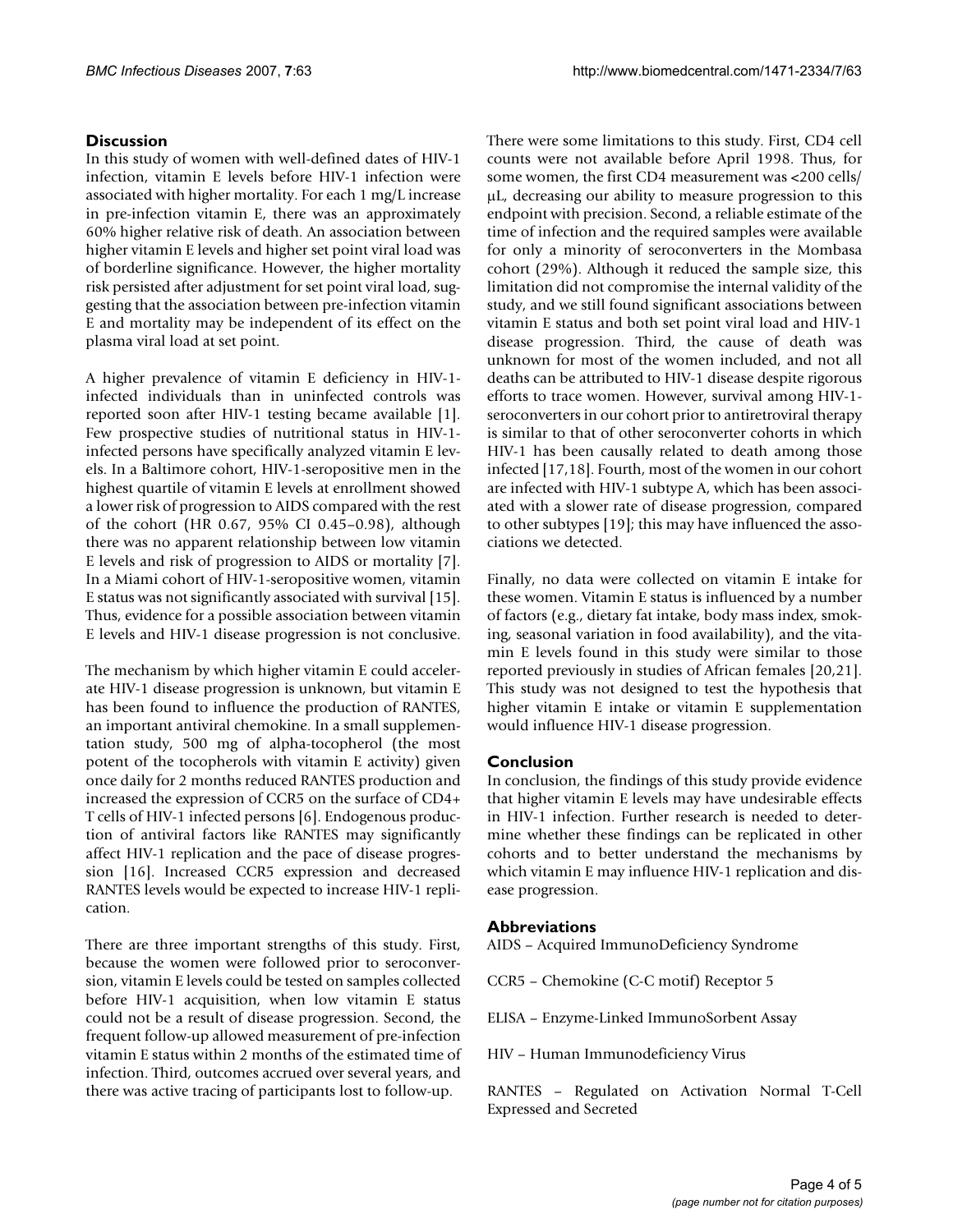## Discussion

In this study of women with well-defined dates of HIV-1 infection, vitamin E levels before HIV-1 infection were associated with higher mortality. For each 1 mg/L increase in pre-infection vitamin E, there was an approximately 60% higher relative risk of death. An association between higher vitamin E levels and higher set point viral load was of borderline significance. However, the higher mortality risk persisted after adjustment for set point viral load, suggesting that the association between pre-infection vitamin E and mortality may be independent of its effect on the plasma viral load at set point.

A higher prevalence of vitamin E deficiency in HIV-1-infected individuals than in uninfected controls was reported soon after HIV-1 testing became available [1]. Few prospective studies of nutritional status in HIV-1-infected persons have specifically analyzed vitamin E levels. In a Baltimore cohort, HIV-1-seropositive men in the highest quartile of vitamin E levels at enrollment showed a lower risk of progression to AIDS compared with the rest of the cohort (HR 0.67, 95% CI 0.45–0.98), although there was no apparent relationship between low vitamin E levels and risk of progression to AIDS or mortality [7]. In a Miami cohort of HIV-1-seropositive women, vitamin E status was not significantly associated with survival [15]. Thus, evidence for a possible association between vitamin E levels and HIV-1 disease progression is not conclusive.

The mechanism by which higher vitamin E could accelerate HIV-1 disease progression is unknown, but vitamin E has been found to influence the production of RANTES, an important antiviral chemokine. In a small supplementation study, 500 mg of alpha-tocopherol (the most potent of the tocopherols with vitamin E activity) given once daily for 2 months reduced RANTES production and increased the expression of CCR5 on the surface of CD4+ T cells of HIV-1 infected persons [6]. Endogenous production of antiviral factors like RANTES may significantly affect HIV-1 replication and the pace of disease progression [16]. Increased CCR5 expression and decreased RANTES levels would be expected to increase HIV-1 replication.

There are three important strengths of this study. First, because the women were followed prior to seroconversion, vitamin E levels could be tested on samples collected before HIV-1 acquisition, when low vitamin E status could not be a result of disease progression. Second, the frequent follow-up allowed measurement of pre-infection vitamin E status within 2 months of the estimated time of infection. Third, outcomes accrued over several years, and there was active tracing of participants lost to follow-up.

There were some limitations to this study. First, CD4 cell counts were not available before April 1998. Thus, for some women, the first CD4 measurement was <200 cells/μL, decreasing our ability to measure progression to this endpoint with precision. Second, a reliable estimate of the time of infection and the required samples were available for only a minority of seroconverters in the Mombasa cohort (29%). Although it reduced the sample size, this limitation did not compromise the internal validity of the study, and we still found significant associations between vitamin E status and both set point viral load and HIV-1 disease progression. Third, the cause of death was unknown for most of the women included, and not all deaths can be attributed to HIV-1 disease despite rigorous efforts to trace women. However, survival among HIV-1-seroconverters in our cohort prior to antiretroviral therapy is similar to that of other seroconverter cohorts in which HIV-1 has been causally related to death among those infected [17,18]. Fourth, most of the women in our cohort are infected with HIV-1 subtype A, which has been associated with a slower rate of disease progression, compared to other subtypes [19]; this may have influenced the associations we detected.

Finally, no data were collected on vitamin E intake for these women. Vitamin E status is influenced by a number of factors (e.g., dietary fat intake, body mass index, smoking, seasonal variation in food availability), and the vitamin E levels found in this study were similar to those reported previously in studies of African females [20,21]. This study was not designed to test the hypothesis that higher vitamin E intake or vitamin E supplementation would influence HIV-1 disease progression.

## Conclusion

In conclusion, the findings of this study provide evidence that higher vitamin E levels may have undesirable effects in HIV-1 infection. Further research is needed to determine whether these findings can be replicated in other cohorts and to better understand the mechanisms by which vitamin E may influence HIV-1 replication and disease progression.

## Abbreviations

AIDS – Acquired ImmunoDeficiency Syndrome

CCR5 – Chemokine (C-C motif) Receptor 5

ELISA – Enzyme-Linked ImmunoSorbent Assay

HIV – Human Immunodeficiency Virus

RANTES – Regulated on Activation Normal T-Cell Expressed and Secreted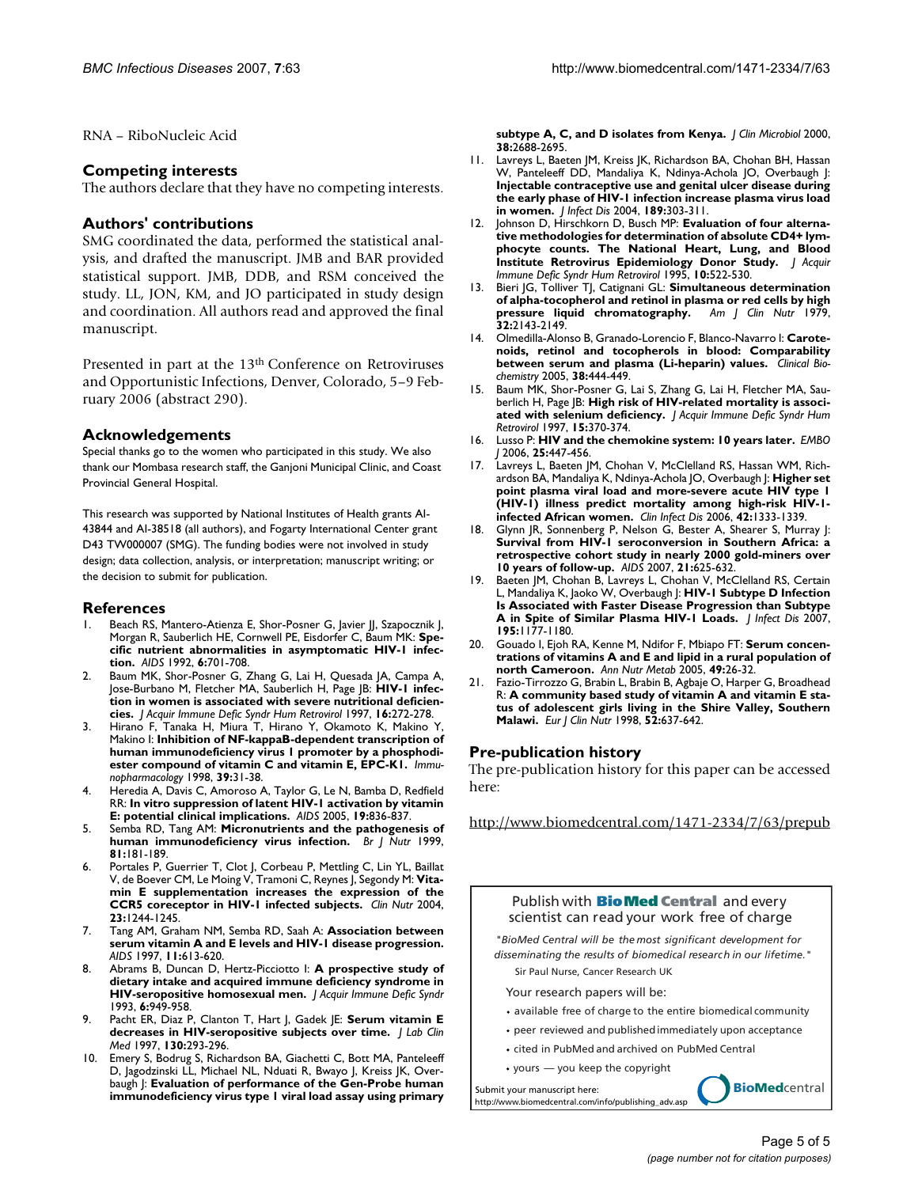RNA – RiboNucleic Acid

## Competing interests

The authors declare that they have no competing interests.

## Authors' contributions

SMG coordinated the data, performed the statistical analysis, and drafted the manuscript. JMB and BAR provided statistical support. JMB, DDB, and RSM conceived the study. LL, JON, KM, and JO participated in study design and coordination. All authors read and approved the final manuscript.

Presented in part at the 13th Conference on Retroviruses and Opportunistic Infections, Denver, Colorado, 5–9 February 2006 (abstract 290).

## Acknowledgements

Special thanks go to the women who participated in this study. We also thank our Mombasa research staff, the Ganjoni Municipal Clinic, and Coast Provincial General Hospital.

This research was supported by National Institutes of Health grants AI-43844 and AI-38518 (all authors), and Fogarty International Center grant D43 TW000007 (SMG). The funding bodies were not involved in study design; data collection, analysis, or interpretation; manuscript writing; or the decision to submit for publication.

## References

1. Beach RS, Mantero-Atienza E, Shor-Posner G, Javier JJ, Szapocznik J, Morgan R, Sauberlich HE, Cornwell PE, Eisdorfer C, Baum MK: **Specific nutrient abnormalities in asymptomatic HIV-1 infection.** *AIDS* 1992, **6:**701-708.
2. Baum MK, Shor-Posner G, Zhang G, Lai H, Quesada JA, Campa A, Jose-Burbano M, Fletcher MA, Sauberlich H, Page JB: **HIV-1 infection in women is associated with severe nutritional deficiencies.** *J Acquir Immune Defic Syndr Hum Retrovirol* 1997, **16:**272-278.
3. Hirano F, Tanaka H, Miura T, Hirano Y, Okamoto K, Makino Y, Makino I: **Inhibition of NF-kappaB-dependent transcription of human immunodeficiency virus 1 promoter by a phosphodiester compound of vitamin C and vitamin E, EPC-K1.** *Immunopharmacology* 1998, **39:**31-38.
4. Heredia A, Davis C, Amoroso A, Taylor G, Le N, Bamba D, Redfield RR: **In vitro suppression of latent HIV-1 activation by vitamin E: potential clinical implications.** *AIDS* 2005, **19:**836-837.
5. Semba RD, Tang AM: **Micronutrients and the pathogenesis of human immunodeficiency virus infection.** *Br J Nutr* 1999, **81:**181-189.
6. Portales P, Guerrier T, Clot J, Corbeau P, Mettling C, Lin YL, Baillat V, de Boever CM, Le Moing V, Tramoni C, Reynes J, Segondy M: **Vitamin E supplementation increases the expression of the CCR5 coreceptor in HIV-1 infected subjects.** *Clin Nutr* 2004, **23:**1244-1245.
7. Tang AM, Graham NM, Semba RD, Saah A: **Association between serum vitamin A and E levels and HIV-1 disease progression.** *AIDS* 1997, **11:**613-620.
8. Abrams B, Duncan D, Hertz-Picciotto I: **A prospective study of dietary intake and acquired immune deficiency syndrome in HIV-seropositive homosexual men.** *J Acquir Immune Defic Syndr* 1993, **6:**949-958.
9. Pacht ER, Diaz P, Clanton T, Hart J, Gadek JE: **Serum vitamin E decreases in HIV-seropositive subjects over time.** *J Lab Clin Med* 1997, **130:**293-296.
10. Emery S, Bodrug S, Richardson BA, Giachetti C, Bott MA, Panteleeff D, Jagodzinski LL, Michael NL, Nduati R, Bwayo J, Kreiss JK, Overbaugh J: **Evaluation of performance of the Gen-Probe human immunodeficiency virus type 1 viral load assay using primary subtype A, C, and D isolates from Kenya.** *J Clin Microbiol* 2000, **38:**2688-2695.
11. Lavreys L, Baeten JM, Kreiss JK, Richardson BA, Chohan BH, Hassan W, Panteleeff DD, Mandaliya K, Ndinya-Achola JO, Overbaugh J: **Injectable contraceptive use and genital ulcer disease during the early phase of HIV-1 infection increase plasma virus load in women.** *J Infect Dis* 2004, **189:**303-311.
12. Johnson D, Hirschkorn D, Busch MP: **Evaluation of four alternative methodologies for determination of absolute CD4+ lymphocyte counts. The National Heart, Lung, and Blood Institute Retrovirus Epidemiology Donor Study.** *J Acquir Immune Defic Syndr Hum Retrovirol* 1995, **10:**522-530.
13. Bieri JG, Tolliver TJ, Catignani GL: **Simultaneous determination of alpha-tocopherol and retinol in plasma or red cells by high pressure liquid chromatography.** *Am J Clin Nutr* 1979, **32:**2143-2149.
14. Olmedilla-Alonso B, Granado-Lorencio F, Blanco-Navarro I: **Carotenoids, retinol and tocopherols in blood: Comparability between serum and plasma (Li-heparin) values.** *Clinical Biochemistry* 2005, **38:**444-449.
15. Baum MK, Shor-Posner G, Lai S, Zhang G, Lai H, Fletcher MA, Sauberlich H, Page JB: **High risk of HIV-related mortality is associated with selenium deficiency.** *J Acquir Immune Defic Syndr Hum Retrovirol* 1997, **15:**370-374.
16. Lusso P: **HIV and the chemokine system: 10 years later.** *EMBO J* 2006, **25:**447-456.
17. Lavreys L, Baeten JM, Chohan V, McClelland RS, Hassan WM, Richardson BA, Mandaliya K, Ndinya-Achola JO, Overbaugh J: **Higher set point plasma viral load and more-severe acute HIV type 1 (HIV-1) illness predict mortality among high-risk HIV-1-infected African women.** *Clin Infect Dis* 2006, **42:**1333-1339.
18. Glynn JR, Sonnenberg P, Nelson G, Bester A, Shearer S, Murray J: **Survival from HIV-1 seroconversion in Southern Africa: a retrospective cohort study in nearly 2000 gold-miners over 10 years of follow-up.** *AIDS* 2007, **21:**625-632.
19. Baeten JM, Chohan B, Lavreys L, Chohan V, McClelland RS, Certain L, Mandaliya K, Jaoko W, Overbaugh J: **HIV-1 Subtype D Infection Is Associated with Faster Disease Progression than Subtype A in Spite of Similar Plasma HIV-1 Loads.** *J Infect Dis* 2007, **195:**1177-1180.
20. Gouado I, Ejoh RA, Kenne M, Ndifor F, Mbiapo FT: **Serum concentrations of vitamins A and E and lipid in a rural population of north Cameroon.** *Ann Nutr Metab* 2005, **49:**26-32.
21. Fazio-Tirrozzo G, Brabin L, Brabin B, Agbaje O, Harper G, Broadhead R: **A community based study of vitamin A and vitamin E status of adolescent girls living in the Shire Valley, Southern Malawi.** *Eur J Clin Nutr* 1998, **52:**637-642.

## Pre-publication history

The pre-publication history for this paper can be accessed here:

http://www.biomedcentral.com/1471-2334/7/63/prepub

Publish with **BioMed Central** and every scientist can read your work free of charge

*"BioMed Central will be the most significant development for disseminating the results of biomedical research in our lifetime."*

Sir Paul Nurse, Cancer Research UK

Your research papers will be:

- available free of charge to the entire biomedical community
- peer reviewed and published immediately upon acceptance
- cited in PubMed and archived on PubMed Central
- yours — you keep the copyright

Submit your manuscript here:
http://www.biomedcentral.com/info/publishing_adv.asp

BioMedcentral